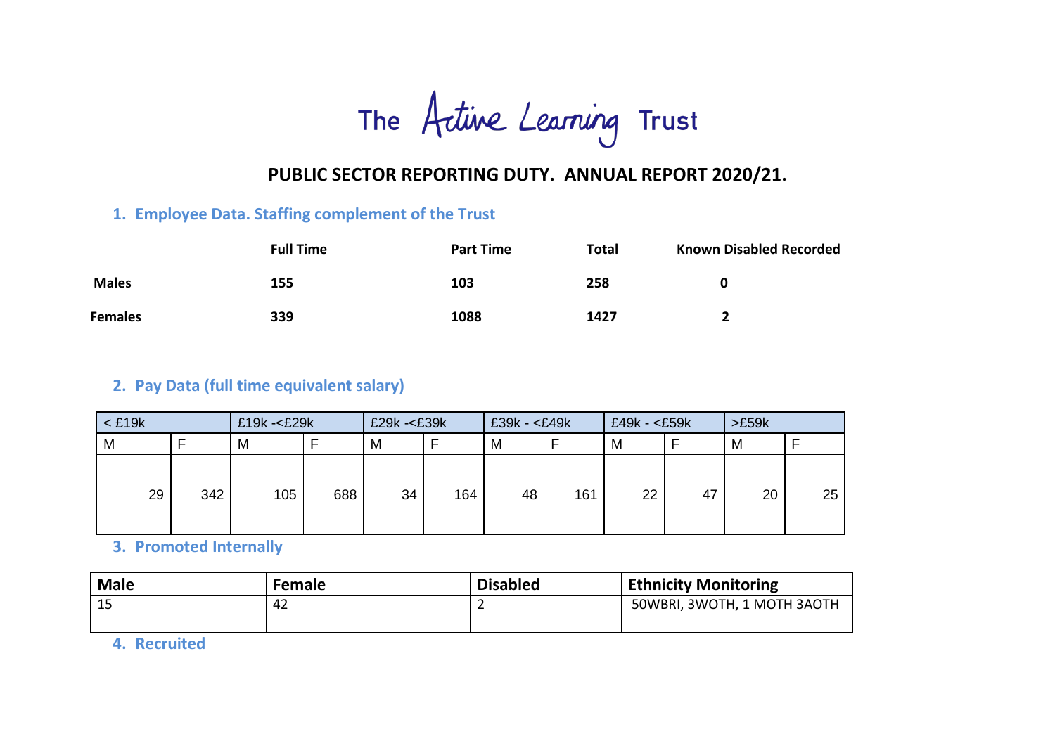# The Active Learning Trust

## PUBLIC SECTOR REPORTING DUTY. ANNUAL REPORT 2020/21.

### 1. Employee Data. Staffing complement of the Trust

| | Full Time | Part Time | Total | Known Disabled Recorded |
|---|---|---|---|---|
| **Males** | 155 | 103 | 258 | 0 |
| **Females** | 339 | 1088 | 1427 | 2 |

### 2. Pay Data (full time equivalent salary)

| < £19k | | £19k -<£29k | | £29k -<£39k | | £39k - <£49k | | £49k - <£59k | | >£59k | |
|---|---|---|---|---|---|---|---|---|---|---|---|
| M | F | M | F | M | F | M | F | M | F | M | F |
| 29 | 342 | 105 | 688 | 34 | 164 | 48 | 161 | 22 | 47 | 20 | 25 |

### 3. Promoted Internally

| Male | Female | Disabled | Ethnicity Monitoring |
|---|---|---|---|
| 15 | 42 | 2 | 50WBRI, 3WOTH, 1 MOTH 3AOTH |

### 4. Recruited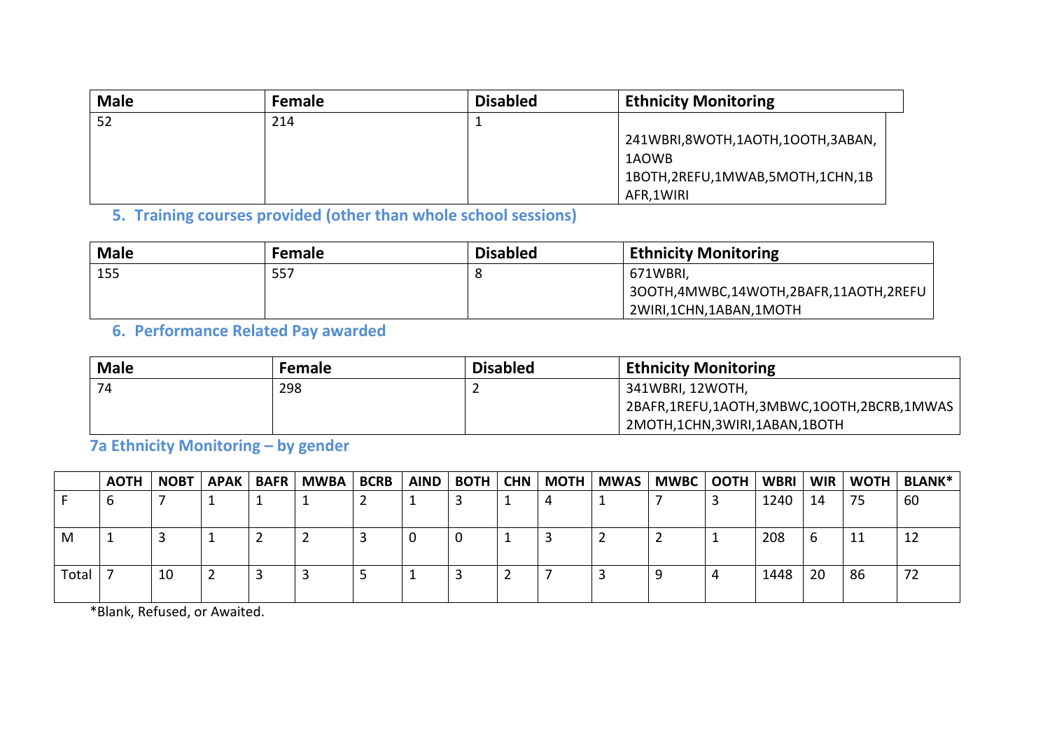| Male | Female | Disabled | Ethnicity Monitoring |
|---|---|---|---|
| 52 | 214 | 1 | 241WBRI,8WOTH,1AOTH,1OOTH,3ABAN, 1AOWB 1BOTH,2REFU,1MWAB,5MOTH,1CHN,1BAFR,1WIRI |

### 5. Training courses provided (other than whole school sessions)

| Male | Female | Disabled | Ethnicity Monitoring |
|---|---|---|---|
| 155 | 557 | 8 | 671WBRI, 3OOTH,4MWBC,14WOTH,2BAFR,11AOTH,2REFU 2WIRI,1CHN,1ABAN,1MOTH |

### 6. Performance Related Pay awarded

| Male | Female | Disabled | Ethnicity Monitoring |
|---|---|---|---|
| 74 | 298 | 2 | 341WBRI, 12WOTH, 2BAFR,1REFU,1AOTH,3MBWC,1OOTH,2BCRB,1MWAS 2MOTH,1CHN,3WIRI,1ABAN,1BOTH |

### 7a Ethnicity Monitoring – by gender

| | AOTH | NOBT | APAK | BAFR | MWBA | BCRB | AIND | BOTH | CHN | MOTH | MWAS | MWBC | OOTH | WBRI | WIR | WOTH | BLANK* |
|---|---|---|---|---|---|---|---|---|---|---|---|---|---|---|---|---|---|
| F | 6 | 7 | 1 | 1 | 1 | 2 | 1 | 3 | 1 | 4 | 1 | 7 | 3 | 1240 | 14 | 75 | 60 |
| M | 1 | 3 | 1 | 2 | 2 | 3 | 0 | 0 | 1 | 3 | 2 | 2 | 1 | 208 | 6 | 11 | 12 |
| Total | 7 | 10 | 2 | 3 | 3 | 5 | 1 | 3 | 2 | 7 | 3 | 9 | 4 | 1448 | 20 | 86 | 72 |

*Blank, Refused, or Awaited.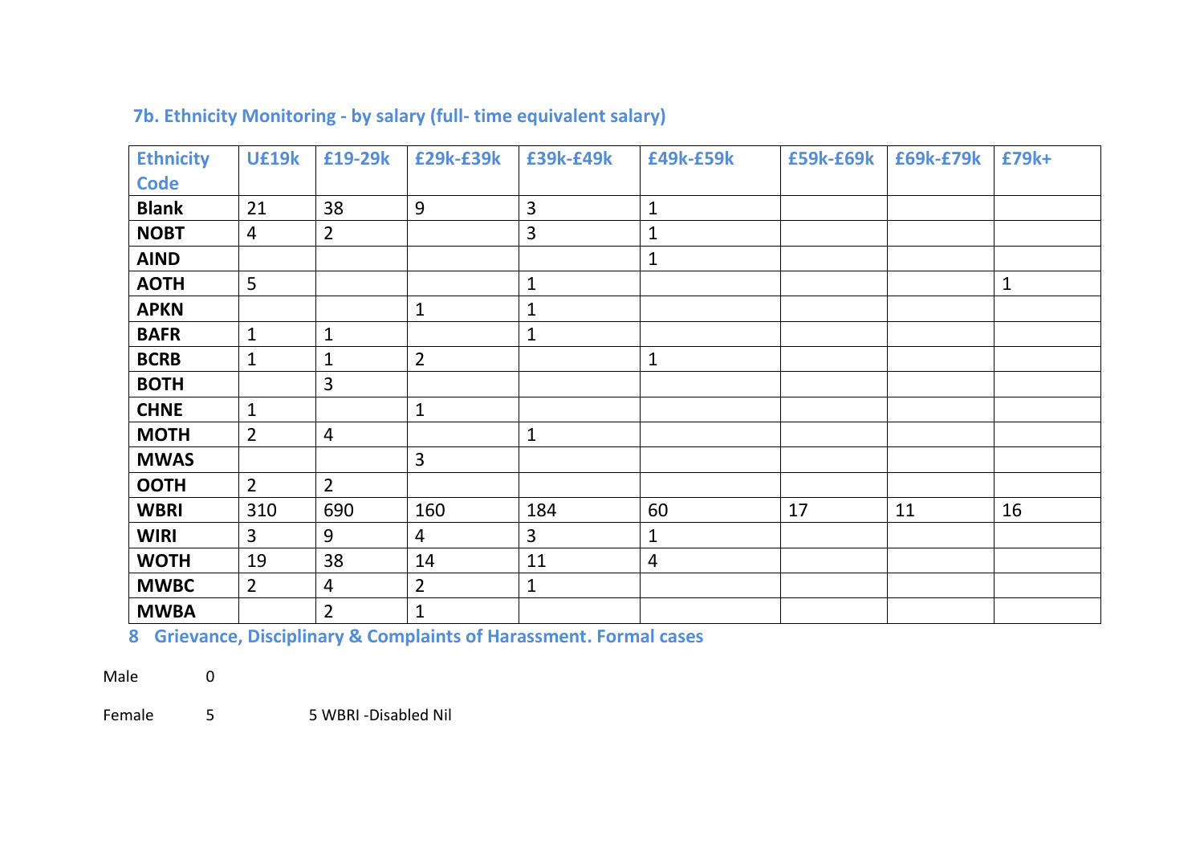### 7b. Ethnicity Monitoring - by salary (full- time equivalent salary)

| Ethnicity Code | U£19k | £19-29k | £29k-£39k | £39k-£49k | £49k-£59k | £59k-£69k | £69k-£79k | £79k+ |
|---|---|---|---|---|---|---|---|---|
| **Blank** | 21 | 38 | 9 | 3 | 1 | | | |
| **NOBT** | 4 | 2 | | 3 | 1 | | | |
| **AIND** | | | | | 1 | | | |
| **AOTH** | 5 | | | 1 | | | | 1 |
| **APKN** | | | 1 | 1 | | | | |
| **BAFR** | 1 | 1 | | 1 | | | | |
| **BCRB** | 1 | 1 | 2 | | 1 | | | |
| **BOTH** | | 3 | | | | | | |
| **CHNE** | 1 | | 1 | | | | | |
| **MOTH** | 2 | 4 | | 1 | | | | |
| **MWAS** | | | 3 | | | | | |
| **OOTH** | 2 | 2 | | | | | | |
| **WBRI** | 310 | 690 | 160 | 184 | 60 | 17 | 11 | 16 |
| **WIRI** | 3 | 9 | 4 | 3 | 1 | | | |
| **WOTH** | 19 | 38 | 14 | 11 | 4 | | | |
| **MWBC** | 2 | 4 | 2 | 1 | | | | |
| **MWBA** | | 2 | 1 | | | | | |

## 8 Grievance, Disciplinary & Complaints of Harassment. Formal cases

Male 0

Female 5 5 WBRI -Disabled Nil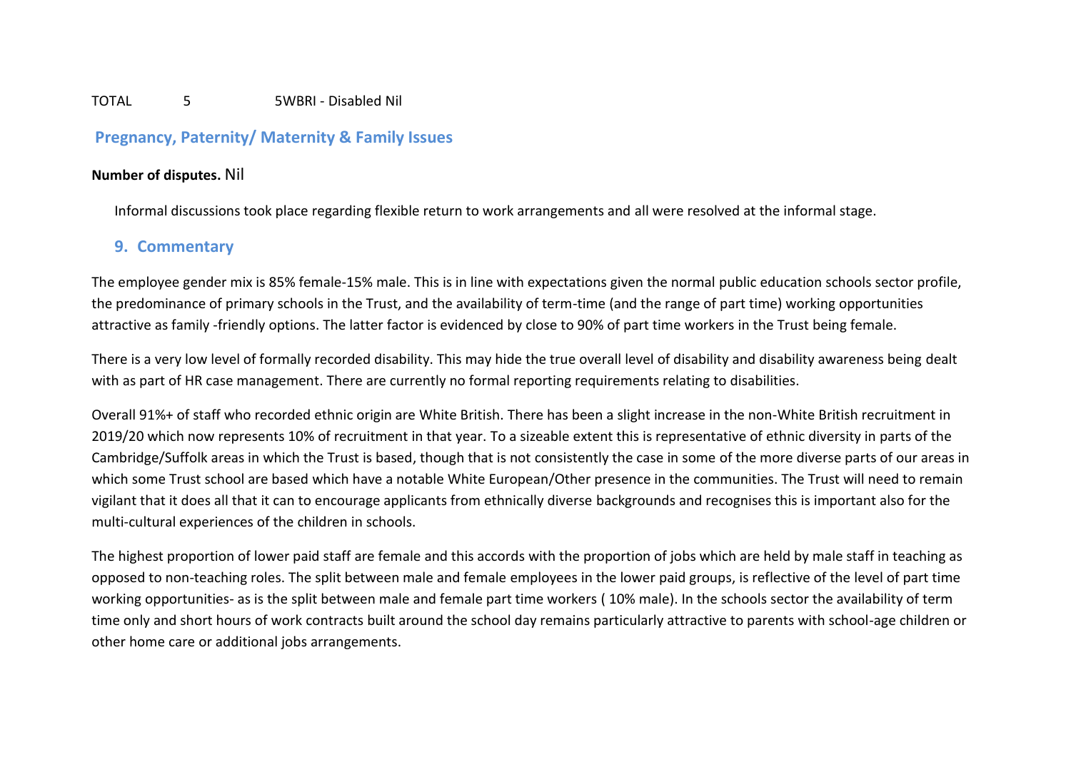TOTAL 5 5WBRI - Disabled Nil

## Pregnancy, Paternity/ Maternity & Family Issues

**Number of disputes.** Nil

Informal discussions took place regarding flexible return to work arrangements and all were resolved at the informal stage.

## 9. Commentary

The employee gender mix is 85% female-15% male. This is in line with expectations given the normal public education schools sector profile, the predominance of primary schools in the Trust, and the availability of term-time (and the range of part time) working opportunities attractive as family -friendly options. The latter factor is evidenced by close to 90% of part time workers in the Trust being female.

There is a very low level of formally recorded disability. This may hide the true overall level of disability and disability awareness being dealt with as part of HR case management. There are currently no formal reporting requirements relating to disabilities.

Overall 91%+ of staff who recorded ethnic origin are White British. There has been a slight increase in the non-White British recruitment in 2019/20 which now represents 10% of recruitment in that year. To a sizeable extent this is representative of ethnic diversity in parts of the Cambridge/Suffolk areas in which the Trust is based, though that is not consistently the case in some of the more diverse parts of our areas in which some Trust school are based which have a notable White European/Other presence in the communities. The Trust will need to remain vigilant that it does all that it can to encourage applicants from ethnically diverse backgrounds and recognises this is important also for the multi-cultural experiences of the children in schools.

The highest proportion of lower paid staff are female and this accords with the proportion of jobs which are held by male staff in teaching as opposed to non-teaching roles. The split between male and female employees in the lower paid groups, is reflective of the level of part time working opportunities- as is the split between male and female part time workers ( 10% male). In the schools sector the availability of term time only and short hours of work contracts built around the school day remains particularly attractive to parents with school-age children or other home care or additional jobs arrangements.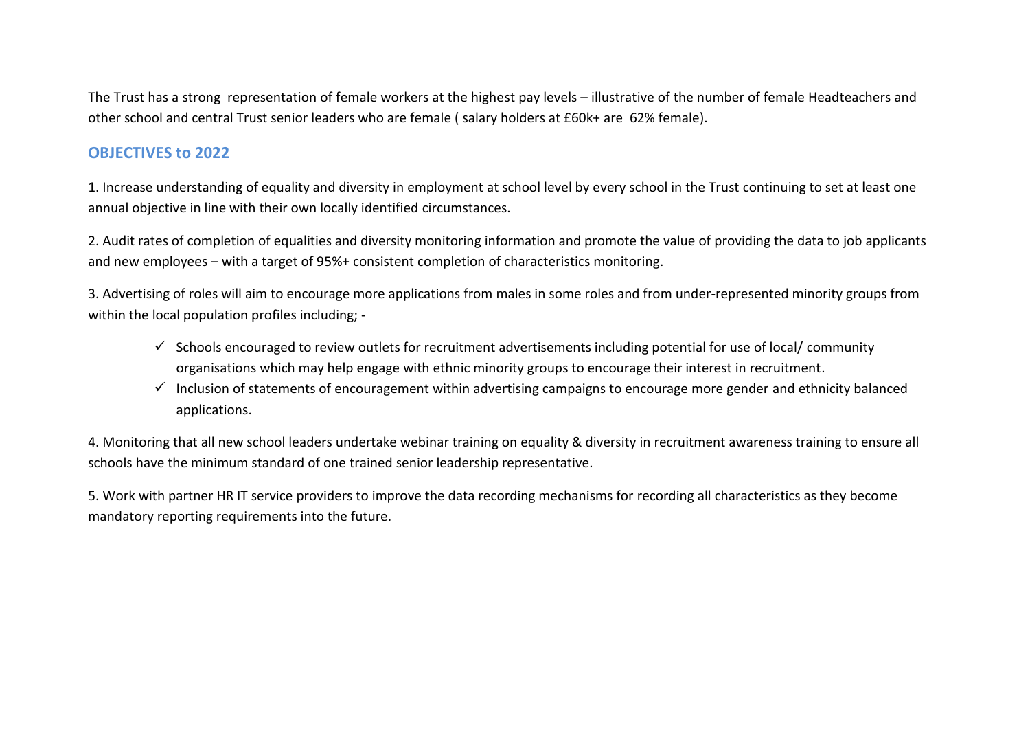The Trust has a strong representation of female workers at the highest pay levels – illustrative of the number of female Headteachers and other school and central Trust senior leaders who are female ( salary holders at £60k+ are 62% female).

## OBJECTIVES to 2022

1. Increase understanding of equality and diversity in employment at school level by every school in the Trust continuing to set at least one annual objective in line with their own locally identified circumstances.

2. Audit rates of completion of equalities and diversity monitoring information and promote the value of providing the data to job applicants and new employees – with a target of 95%+ consistent completion of characteristics monitoring.

3. Advertising of roles will aim to encourage more applications from males in some roles and from under-represented minority groups from within the local population profiles including; -

- ✓ Schools encouraged to review outlets for recruitment advertisements including potential for use of local/ community organisations which may help engage with ethnic minority groups to encourage their interest in recruitment.
- ✓ Inclusion of statements of encouragement within advertising campaigns to encourage more gender and ethnicity balanced applications.

4. Monitoring that all new school leaders undertake webinar training on equality & diversity in recruitment awareness training to ensure all schools have the minimum standard of one trained senior leadership representative.

5. Work with partner HR IT service providers to improve the data recording mechanisms for recording all characteristics as they become mandatory reporting requirements into the future.